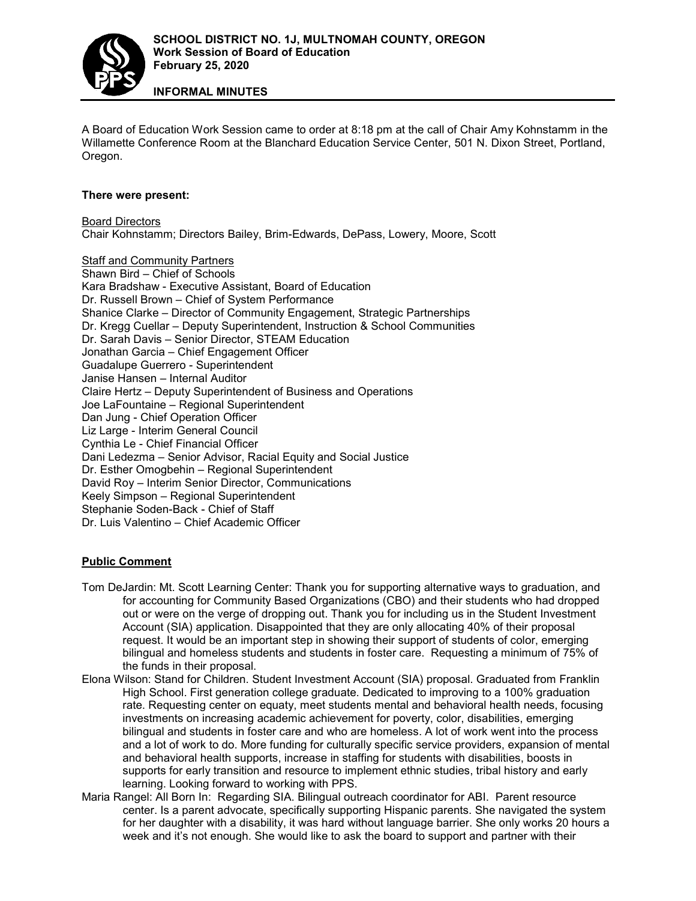**SCHOOL DISTRICT NO. 1J, MULTNOMAH COUNTY, OREGON**
**Work Session of Board of Education**
**February 25, 2020**

**INFORMAL MINUTES**

A Board of Education Work Session came to order at 8:18 pm at the call of Chair Amy Kohnstamm in the Willamette Conference Room at the Blanchard Education Service Center, 501 N. Dixon Street, Portland, Oregon.

**There were present:**

Board Directors
Chair Kohnstamm; Directors Bailey, Brim-Edwards, DePass, Lowery, Moore, Scott

Staff and Community Partners
Shawn Bird – Chief of Schools
Kara Bradshaw - Executive Assistant, Board of Education
Dr. Russell Brown – Chief of System Performance
Shanice Clarke – Director of Community Engagement, Strategic Partnerships
Dr. Kregg Cuellar – Deputy Superintendent, Instruction & School Communities
Dr. Sarah Davis – Senior Director, STEAM Education
Jonathan Garcia – Chief Engagement Officer
Guadalupe Guerrero - Superintendent
Janise Hansen – Internal Auditor
Claire Hertz – Deputy Superintendent of Business and Operations
Joe LaFountaine – Regional Superintendent
Dan Jung - Chief Operation Officer
Liz Large - Interim General Council
Cynthia Le - Chief Financial Officer
Dani Ledezma – Senior Advisor, Racial Equity and Social Justice
Dr. Esther Omogbehin – Regional Superintendent
David Roy – Interim Senior Director, Communications
Keely Simpson – Regional Superintendent
Stephanie Soden-Back - Chief of Staff
Dr. Luis Valentino – Chief Academic Officer

**Public Comment**

Tom DeJardin: Mt. Scott Learning Center: Thank you for supporting alternative ways to graduation, and for accounting for Community Based Organizations (CBO) and their students who had dropped out or were on the verge of dropping out. Thank you for including us in the Student Investment Account (SIA) application. Disappointed that they are only allocating 40% of their proposal request. It would be an important step in showing their support of students of color, emerging bilingual and homeless students and students in foster care. Requesting a minimum of 75% of the funds in their proposal.

Elona Wilson: Stand for Children. Student Investment Account (SIA) proposal. Graduated from Franklin High School. First generation college graduate. Dedicated to improving to a 100% graduation rate. Requesting center on equaty, meet students mental and behavioral health needs, focusing investments on increasing academic achievement for poverty, color, disabilities, emerging bilingual and students in foster care and who are homeless. A lot of work went into the process and a lot of work to do. More funding for culturally specific service providers, expansion of mental and behavioral health supports, increase in staffing for students with disabilities, boosts in supports for early transition and resource to implement ethnic studies, tribal history and early learning. Looking forward to working with PPS.

Maria Rangel: All Born In: Regarding SIA. Bilingual outreach coordinator for ABI. Parent resource center. Is a parent advocate, specifically supporting Hispanic parents. She navigated the system for her daughter with a disability, it was hard without language barrier. She only works 20 hours a week and it's not enough. She would like to ask the board to support and partner with their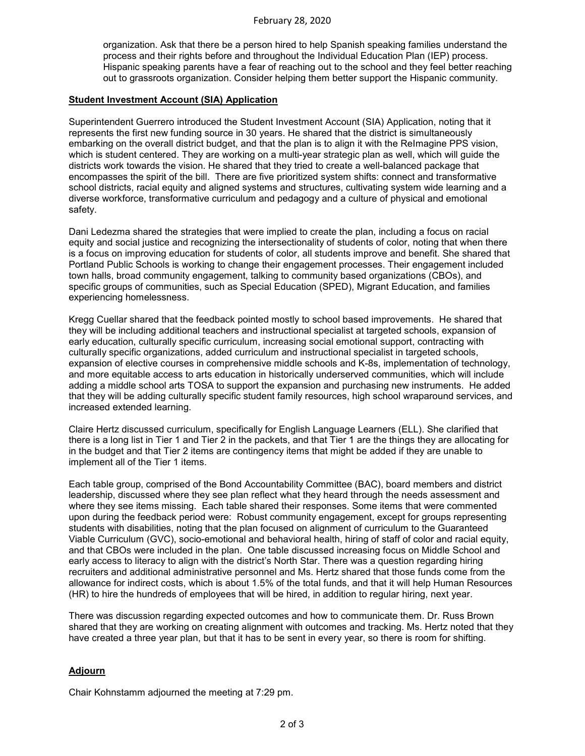organization. Ask that there be a person hired to help Spanish speaking families understand the process and their rights before and throughout the Individual Education Plan (IEP) process. Hispanic speaking parents have a fear of reaching out to the school and they feel better reaching out to grassroots organization. Consider helping them better support the Hispanic community.

**Student Investment Account (SIA) Application**

Superintendent Guerrero introduced the Student Investment Account (SIA) Application, noting that it represents the first new funding source in 30 years. He shared that the district is simultaneously embarking on the overall district budget, and that the plan is to align it with the ReImagine PPS vision, which is student centered. They are working on a multi-year strategic plan as well, which will guide the districts work towards the vision. He shared that they tried to create a well-balanced package that encompasses the spirit of the bill. There are five prioritized system shifts: connect and transformative school districts, racial equity and aligned systems and structures, cultivating system wide learning and a diverse workforce, transformative curriculum and pedagogy and a culture of physical and emotional safety.

Dani Ledezma shared the strategies that were implied to create the plan, including a focus on racial equity and social justice and recognizing the intersectionality of students of color, noting that when there is a focus on improving education for students of color, all students improve and benefit. She shared that Portland Public Schools is working to change their engagement processes. Their engagement included town halls, broad community engagement, talking to community based organizations (CBOs), and specific groups of communities, such as Special Education (SPED), Migrant Education, and families experiencing homelessness.

Kregg Cuellar shared that the feedback pointed mostly to school based improvements. He shared that they will be including additional teachers and instructional specialist at targeted schools, expansion of early education, culturally specific curriculum, increasing social emotional support, contracting with culturally specific organizations, added curriculum and instructional specialist in targeted schools, expansion of elective courses in comprehensive middle schools and K-8s, implementation of technology, and more equitable access to arts education in historically underserved communities, which will include adding a middle school arts TOSA to support the expansion and purchasing new instruments. He added that they will be adding culturally specific student family resources, high school wraparound services, and increased extended learning.

Claire Hertz discussed curriculum, specifically for English Language Learners (ELL). She clarified that there is a long list in Tier 1 and Tier 2 in the packets, and that Tier 1 are the things they are allocating for in the budget and that Tier 2 items are contingency items that might be added if they are unable to implement all of the Tier 1 items.

Each table group, comprised of the Bond Accountability Committee (BAC), board members and district leadership, discussed where they see plan reflect what they heard through the needs assessment and where they see items missing. Each table shared their responses. Some items that were commented upon during the feedback period were: Robust community engagement, except for groups representing students with disabilities, noting that the plan focused on alignment of curriculum to the Guaranteed Viable Curriculum (GVC), socio-emotional and behavioral health, hiring of staff of color and racial equity, and that CBOs were included in the plan. One table discussed increasing focus on Middle School and early access to literacy to align with the district's North Star. There was a question regarding hiring recruiters and additional administrative personnel and Ms. Hertz shared that those funds come from the allowance for indirect costs, which is about 1.5% of the total funds, and that it will help Human Resources (HR) to hire the hundreds of employees that will be hired, in addition to regular hiring, next year.

There was discussion regarding expected outcomes and how to communicate them. Dr. Russ Brown shared that they are working on creating alignment with outcomes and tracking. Ms. Hertz noted that they have created a three year plan, but that it has to be sent in every year, so there is room for shifting.

**Adjourn**

Chair Kohnstamm adjourned the meeting at 7:29 pm.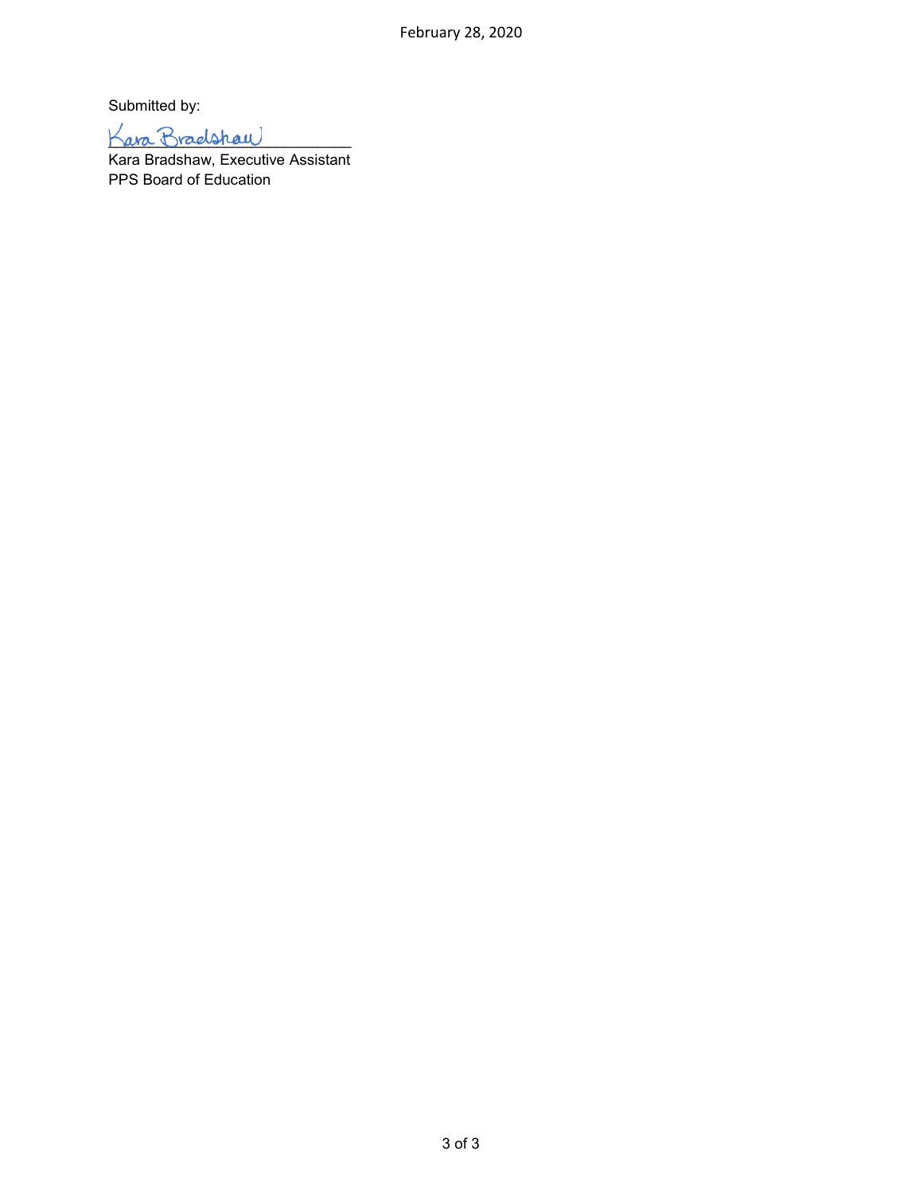Submitted by:

Kara Bradshaw

Kara Bradshaw, Executive Assistant
PPS Board of Education